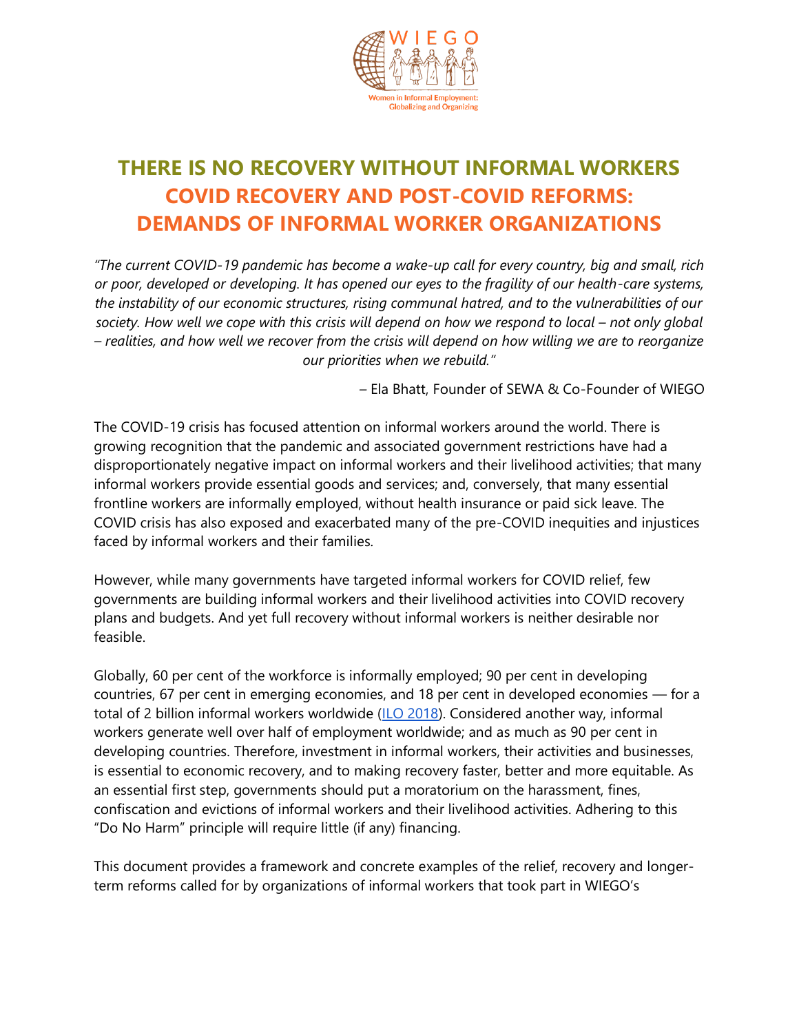# THERE IS NO RECOVERY WITHOUT INFORMAL WORKERS
## COVID RECOVERY AND POST-COVID REFORMS: DEMANDS OF INFORMAL WORKER ORGANIZATIONS

*"The current COVID-19 pandemic has become a wake-up call for every country, big and small, rich or poor, developed or developing. It has opened our eyes to the fragility of our health-care systems, the instability of our economic structures, rising communal hatred, and to the vulnerabilities of our society. How well we cope with this crisis will depend on how we respond to local – not only global – realities, and how well we recover from the crisis will depend on how willing we are to reorganize our priorities when we rebuild."*

– Ela Bhatt, Founder of SEWA & Co-Founder of WIEGO

The COVID-19 crisis has focused attention on informal workers around the world. There is growing recognition that the pandemic and associated government restrictions have had a disproportionately negative impact on informal workers and their livelihood activities; that many informal workers provide essential goods and services; and, conversely, that many essential frontline workers are informally employed, without health insurance or paid sick leave. The COVID crisis has also exposed and exacerbated many of the pre-COVID inequities and injustices faced by informal workers and their families.

However, while many governments have targeted informal workers for COVID relief, few governments are building informal workers and their livelihood activities into COVID recovery plans and budgets. And yet full recovery without informal workers is neither desirable nor feasible.

Globally, 60 per cent of the workforce is informally employed; 90 per cent in developing countries, 67 per cent in emerging economies, and 18 per cent in developed economies — for a total of 2 billion informal workers worldwide (ILO 2018). Considered another way, informal workers generate well over half of employment worldwide; and as much as 90 per cent in developing countries. Therefore, investment in informal workers, their activities and businesses, is essential to economic recovery, and to making recovery faster, better and more equitable. As an essential first step, governments should put a moratorium on the harassment, fines, confiscation and evictions of informal workers and their livelihood activities. Adhering to this "Do No Harm" principle will require little (if any) financing.

This document provides a framework and concrete examples of the relief, recovery and longer-term reforms called for by organizations of informal workers that took part in WIEGO's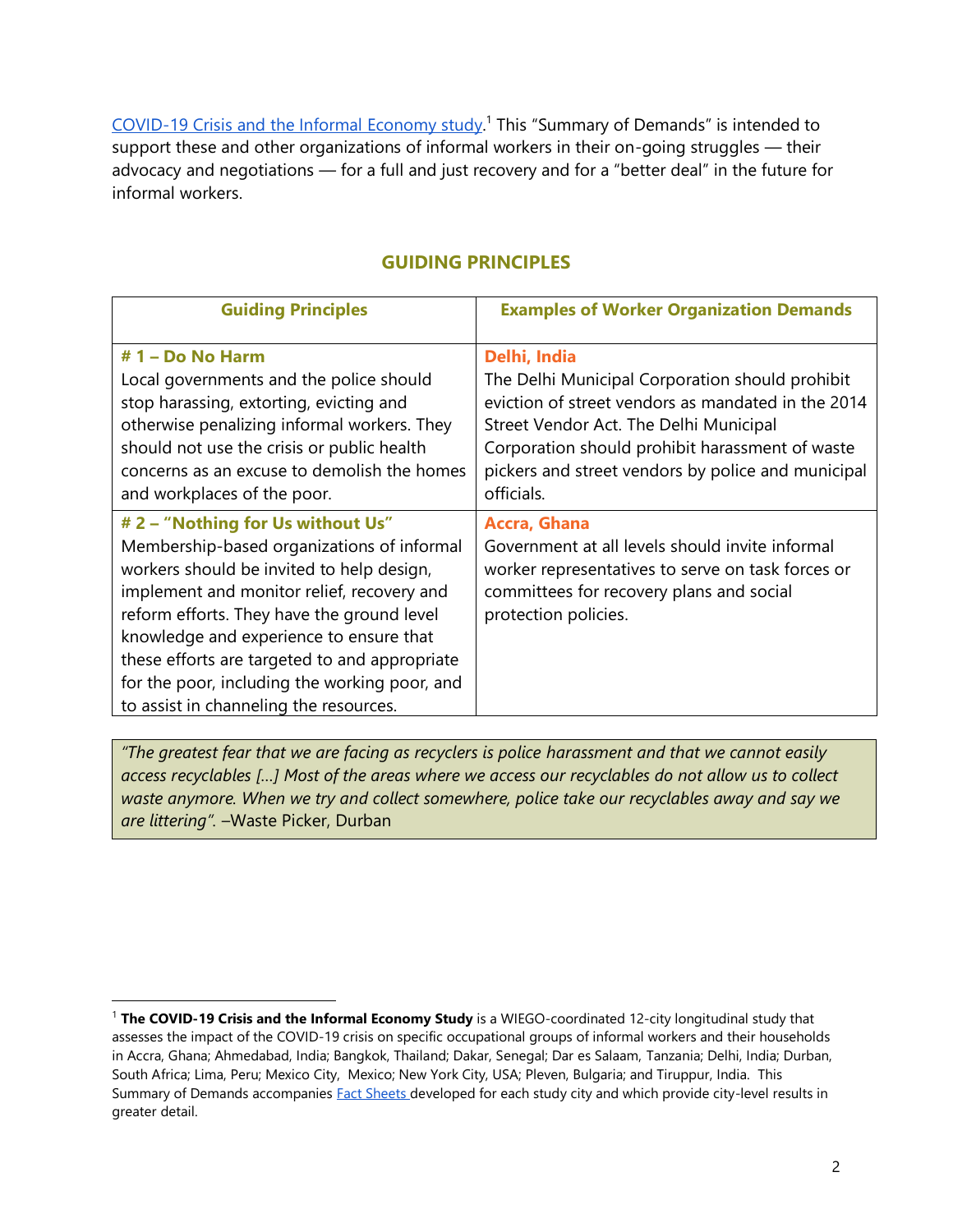COVID-19 Crisis and the Informal Economy study.[1] This "Summary of Demands" is intended to support these and other organizations of informal workers in their on-going struggles — their advocacy and negotiations — for a full and just recovery and for a "better deal" in the future for informal workers.

## GUIDING PRINCIPLES

| Guiding Principles | Examples of Worker Organization Demands |
|---|---|
| **# 1 – Do No Harm**<br>Local governments and the police should stop harassing, extorting, evicting and otherwise penalizing informal workers. They should not use the crisis or public health concerns as an excuse to demolish the homes and workplaces of the poor. | **Delhi, India**<br>The Delhi Municipal Corporation should prohibit eviction of street vendors as mandated in the 2014 Street Vendor Act. The Delhi Municipal Corporation should prohibit harassment of waste pickers and street vendors by police and municipal officials. |
| **# 2 – "Nothing for Us without Us"**<br>Membership-based organizations of informal workers should be invited to help design, implement and monitor relief, recovery and reform efforts. They have the ground level knowledge and experience to ensure that these efforts are targeted to and appropriate for the poor, including the working poor, and to assist in channeling the resources. | **Accra, Ghana**<br>Government at all levels should invite informal worker representatives to serve on task forces or committees for recovery plans and social protection policies. |

> *"The greatest fear that we are facing as recyclers is police harassment and that we cannot easily access recyclables […] Most of the areas where we access our recyclables do not allow us to collect waste anymore. When we try and collect somewhere, police take our recyclables away and say we are littering".* –Waste Picker, Durban

---

[1] **The COVID-19 Crisis and the Informal Economy Study** is a WIEGO-coordinated 12-city longitudinal study that assesses the impact of the COVID-19 crisis on specific occupational groups of informal workers and their households in Accra, Ghana; Ahmedabad, India; Bangkok, Thailand; Dakar, Senegal; Dar es Salaam, Tanzania; Delhi, India; Durban, South Africa; Lima, Peru; Mexico City, Mexico; New York City, USA; Pleven, Bulgaria; and Tiruppur, India. This Summary of Demands accompanies Fact Sheets developed for each study city and which provide city-level results in greater detail.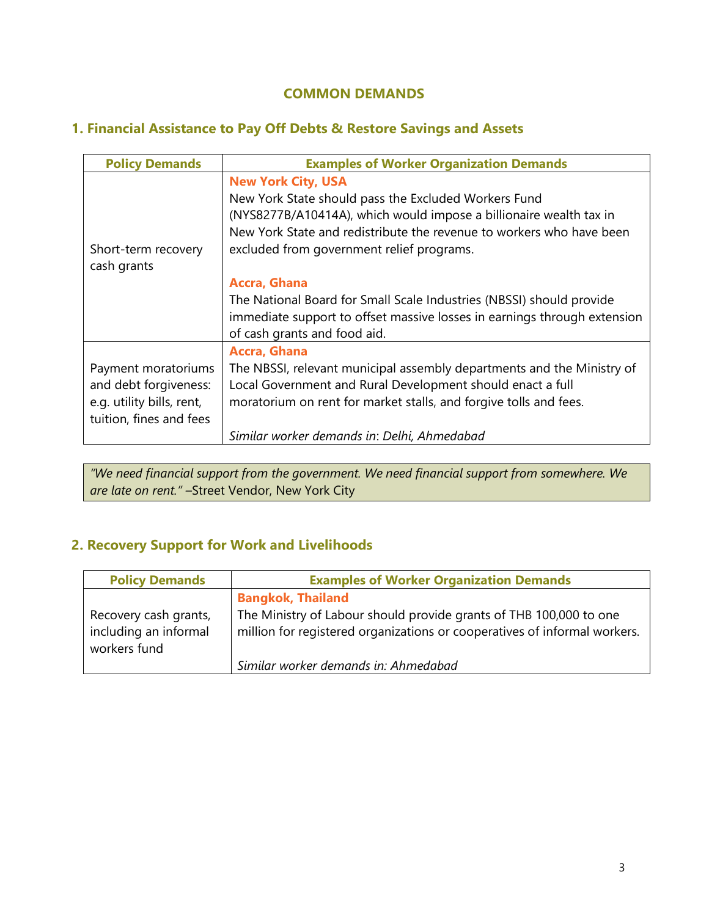## COMMON DEMANDS

### 1. Financial Assistance to Pay Off Debts & Restore Savings and Assets

| Policy Demands | Examples of Worker Organization Demands |
|---|---|
| Short-term recovery cash grants | **New York City, USA**<br>New York State should pass the Excluded Workers Fund (NYS8277B/A10414A), which would impose a billionaire wealth tax in New York State and redistribute the revenue to workers who have been excluded from government relief programs.<br><br>**Accra, Ghana**<br>The National Board for Small Scale Industries (NBSSI) should provide immediate support to offset massive losses in earnings through extension of cash grants and food aid. |
| Payment moratoriums and debt forgiveness: e.g. utility bills, rent, tuition, fines and fees | **Accra, Ghana**<br>The NBSSI, relevant municipal assembly departments and the Ministry of Local Government and Rural Development should enact a full moratorium on rent for market stalls, and forgive tolls and fees.<br><br>*Similar worker demands in: Delhi, Ahmedabad* |

*"We need financial support from the government. We need financial support from somewhere. We are late on rent."* –Street Vendor, New York City

### 2. Recovery Support for Work and Livelihoods

| Policy Demands | Examples of Worker Organization Demands |
|---|---|
| Recovery cash grants, including an informal workers fund | **Bangkok, Thailand**<br>The Ministry of Labour should provide grants of THB 100,000 to one million for registered organizations or cooperatives of informal workers.<br><br>*Similar worker demands in: Ahmedabad* |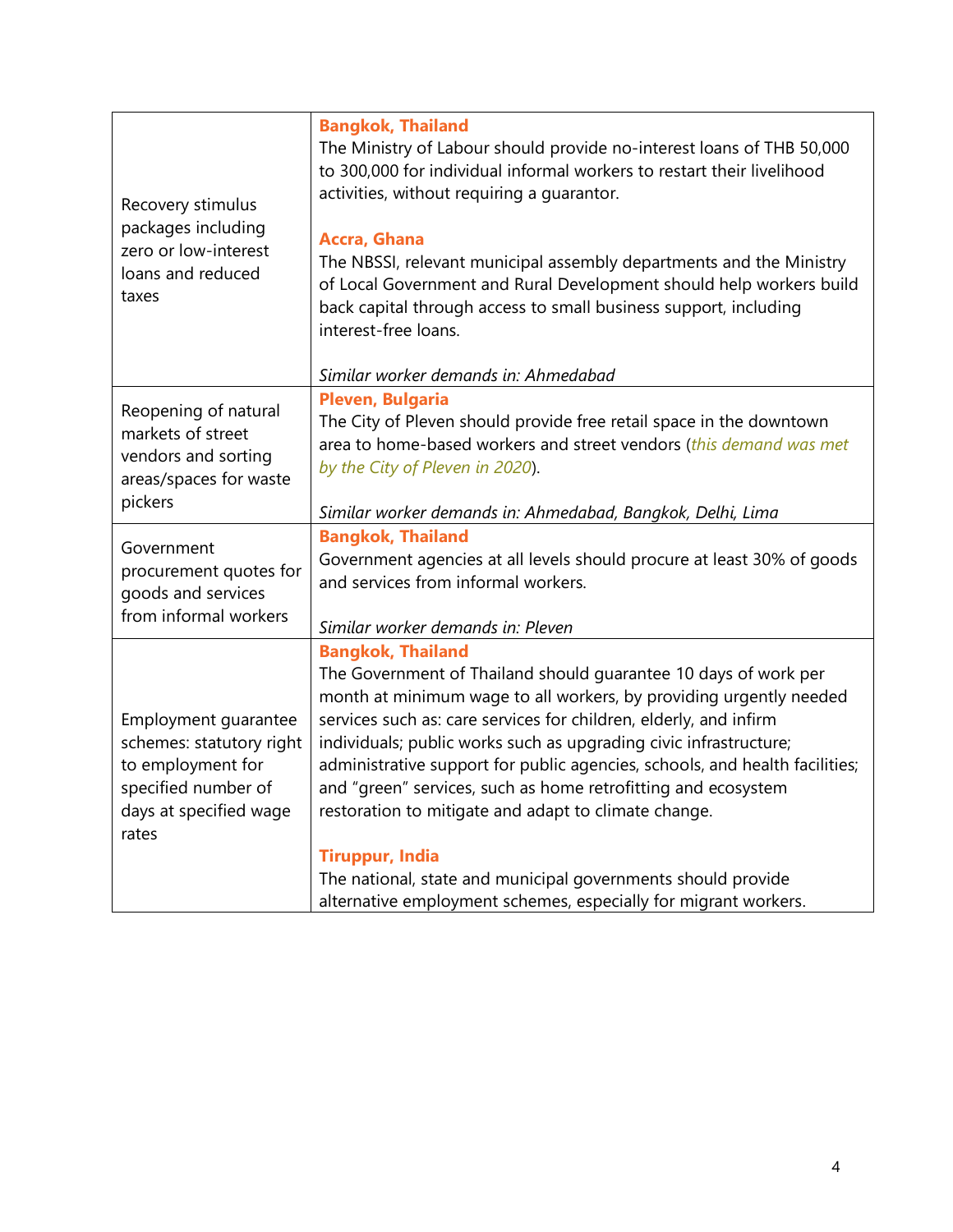| | |
|---|---|
| Recovery stimulus packages including zero or low-interest loans and reduced taxes | **Bangkok, Thailand**<br>The Ministry of Labour should provide no-interest loans of THB 50,000 to 300,000 for individual informal workers to restart their livelihood activities, without requiring a guarantor.<br><br>**Accra, Ghana**<br>The NBSSI, relevant municipal assembly departments and the Ministry of Local Government and Rural Development should help workers build back capital through access to small business support, including interest-free loans.<br><br>*Similar worker demands in: Ahmedabad* |
| Reopening of natural markets of street vendors and sorting areas/spaces for waste pickers | **Pleven, Bulgaria**<br>The City of Pleven should provide free retail space in the downtown area to home-based workers and street vendors (*this demand was met by the City of Pleven in 2020*).<br><br>*Similar worker demands in: Ahmedabad, Bangkok, Delhi, Lima* |
| Government procurement quotes for goods and services from informal workers | **Bangkok, Thailand**<br>Government agencies at all levels should procure at least 30% of goods and services from informal workers.<br><br>*Similar worker demands in: Pleven* |
| Employment guarantee schemes: statutory right to employment for specified number of days at specified wage rates | **Bangkok, Thailand**<br>The Government of Thailand should guarantee 10 days of work per month at minimum wage to all workers, by providing urgently needed services such as: care services for children, elderly, and infirm individuals; public works such as upgrading civic infrastructure; administrative support for public agencies, schools, and health facilities; and "green" services, such as home retrofitting and ecosystem restoration to mitigate and adapt to climate change.<br><br>**Tiruppur, India**<br>The national, state and municipal governments should provide alternative employment schemes, especially for migrant workers. |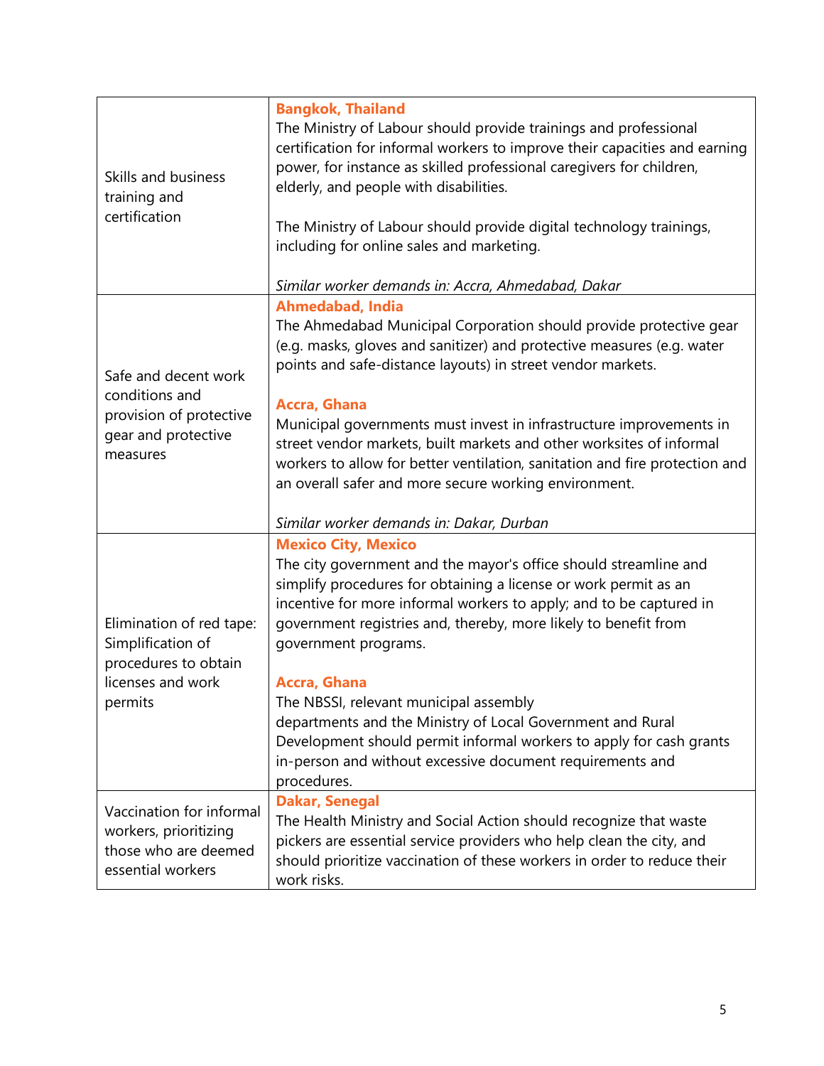| | |
|---|---|
| Skills and business training and certification | **Bangkok, Thailand**<br>The Ministry of Labour should provide trainings and professional certification for informal workers to improve their capacities and earning power, for instance as skilled professional caregivers for children, elderly, and people with disabilities.<br><br>The Ministry of Labour should provide digital technology trainings, including for online sales and marketing.<br><br>*Similar worker demands in: Accra, Ahmedabad, Dakar* |
| Safe and decent work conditions and provision of protective gear and protective measures | **Ahmedabad, India**<br>The Ahmedabad Municipal Corporation should provide protective gear (e.g. masks, gloves and sanitizer) and protective measures (e.g. water points and safe-distance layouts) in street vendor markets.<br><br>**Accra, Ghana**<br>Municipal governments must invest in infrastructure improvements in street vendor markets, built markets and other worksites of informal workers to allow for better ventilation, sanitation and fire protection and an overall safer and more secure working environment.<br><br>*Similar worker demands in: Dakar, Durban* |
| Elimination of red tape: Simplification of procedures to obtain licenses and work permits | **Mexico City, Mexico**<br>The city government and the mayor's office should streamline and simplify procedures for obtaining a license or work permit as an incentive for more informal workers to apply; and to be captured in government registries and, thereby, more likely to benefit from government programs.<br><br>**Accra, Ghana**<br>The NBSSI, relevant municipal assembly departments and the Ministry of Local Government and Rural Development should permit informal workers to apply for cash grants in-person and without excessive document requirements and procedures. |
| Vaccination for informal workers, prioritizing those who are deemed essential workers | **Dakar, Senegal**<br>The Health Ministry and Social Action should recognize that waste pickers are essential service providers who help clean the city, and should prioritize vaccination of these workers in order to reduce their work risks. |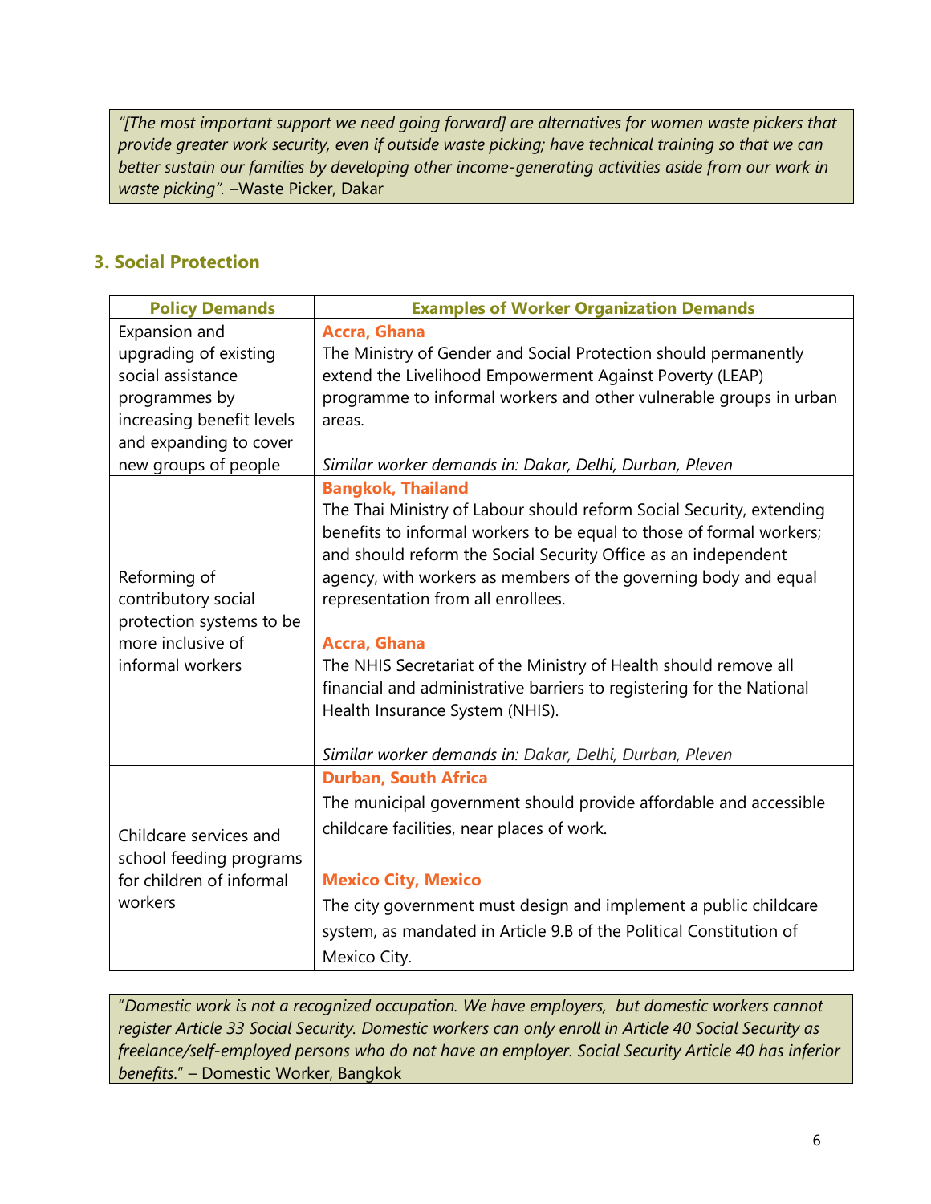> *"[The most important support we need going forward] are alternatives for women waste pickers that provide greater work security, even if outside waste picking; have technical training so that we can better sustain our families by developing other income-generating activities aside from our work in waste picking".* –Waste Picker, Dakar

## 3. Social Protection

| Policy Demands | Examples of Worker Organization Demands |
|---|---|
| Expansion and upgrading of existing social assistance programmes by increasing benefit levels and expanding to cover new groups of people | **Accra, Ghana**<br>The Ministry of Gender and Social Protection should permanently extend the Livelihood Empowerment Against Poverty (LEAP) programme to informal workers and other vulnerable groups in urban areas.<br><br>*Similar worker demands in: Dakar, Delhi, Durban, Pleven* |
| Reforming of contributory social protection systems to be more inclusive of informal workers | **Bangkok, Thailand**<br>The Thai Ministry of Labour should reform Social Security, extending benefits to informal workers to be equal to those of formal workers; and should reform the Social Security Office as an independent agency, with workers as members of the governing body and equal representation from all enrollees.<br><br>**Accra, Ghana**<br>The NHIS Secretariat of the Ministry of Health should remove all financial and administrative barriers to registering for the National Health Insurance System (NHIS).<br><br>*Similar worker demands in: Dakar, Delhi, Durban, Pleven* |
| Childcare services and school feeding programs for children of informal workers | **Durban, South Africa**<br>The municipal government should provide affordable and accessible childcare facilities, near places of work.<br><br>**Mexico City, Mexico**<br>The city government must design and implement a public childcare system, as mandated in Article 9.B of the Political Constitution of Mexico City. |

> "*Domestic work is not a recognized occupation. We have employers, but domestic workers cannot register Article 33 Social Security. Domestic workers can only enroll in Article 40 Social Security as freelance/self-employed persons who do not have an employer. Social Security Article 40 has inferior benefits.*" – Domestic Worker, Bangkok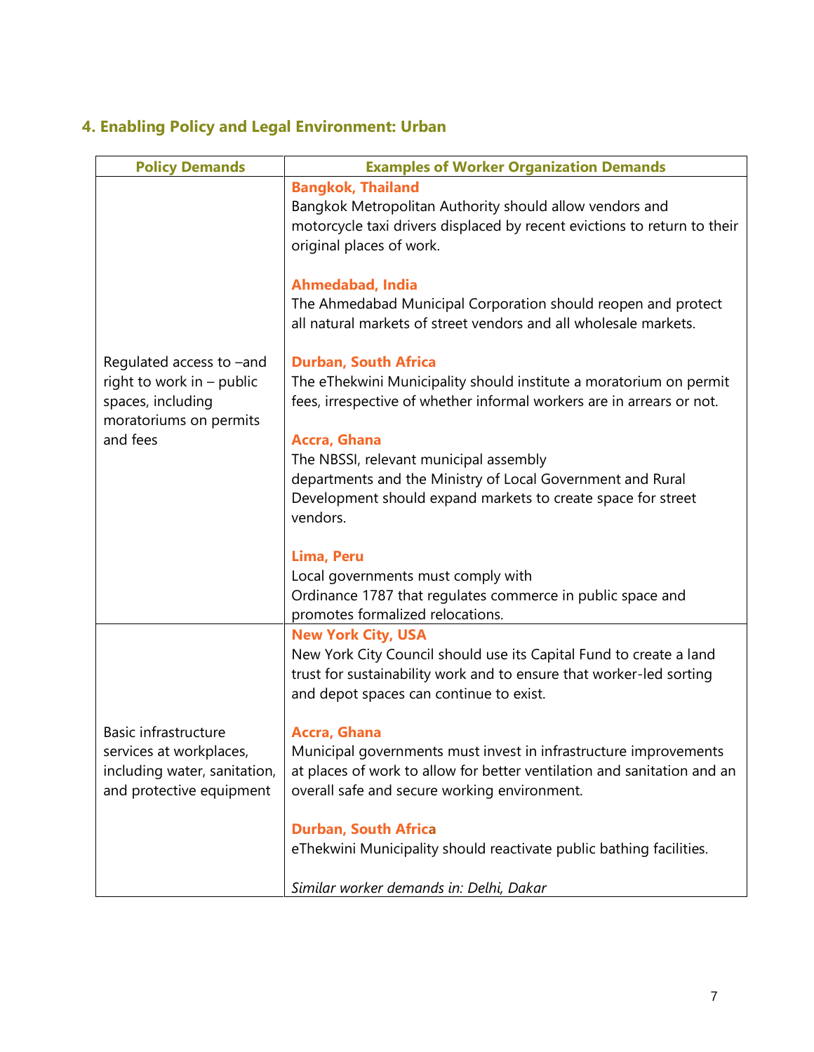## 4. Enabling Policy and Legal Environment: Urban

| Policy Demands | Examples of Worker Organization Demands |
|---|---|
| Regulated access to –and right to work in – public spaces, including moratoriums on permits and fees | **Bangkok, Thailand**<br>Bangkok Metropolitan Authority should allow vendors and motorcycle taxi drivers displaced by recent evictions to return to their original places of work.<br><br>**Ahmedabad, India**<br>The Ahmedabad Municipal Corporation should reopen and protect all natural markets of street vendors and all wholesale markets.<br><br>**Durban, South Africa**<br>The eThekwini Municipality should institute a moratorium on permit fees, irrespective of whether informal workers are in arrears or not.<br><br>**Accra, Ghana**<br>The NBSSI, relevant municipal assembly departments and the Ministry of Local Government and Rural Development should expand markets to create space for street vendors.<br><br>**Lima, Peru**<br>Local governments must comply with Ordinance 1787 that regulates commerce in public space and promotes formalized relocations. |
| Basic infrastructure services at workplaces, including water, sanitation, and protective equipment | **New York City, USA**<br>New York City Council should use its Capital Fund to create a land trust for sustainability work and to ensure that worker-led sorting and depot spaces can continue to exist.<br><br>**Accra, Ghana**<br>Municipal governments must invest in infrastructure improvements at places of work to allow for better ventilation and sanitation and an overall safe and secure working environment.<br><br>**Durban, South Africa**<br>eThekwini Municipality should reactivate public bathing facilities.<br><br>*Similar worker demands in: Delhi, Dakar* |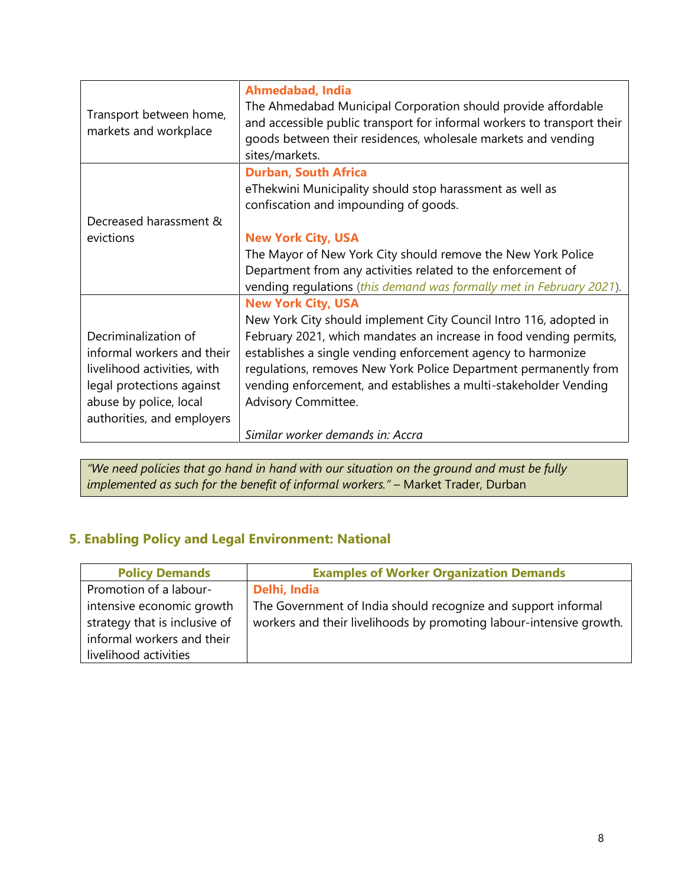| | |
|---|---|
| Transport between home, markets and workplace | **Ahmedabad, India** The Ahmedabad Municipal Corporation should provide affordable and accessible public transport for informal workers to transport their goods between their residences, wholesale markets and vending sites/markets. |
| Decreased harassment & evictions | **Durban, South Africa** eThekwini Municipality should stop harassment as well as confiscation and impounding of goods. <br><br> **New York City, USA** The Mayor of New York City should remove the New York Police Department from any activities related to the enforcement of vending regulations (*this demand was formally met in February 2021*). |
| Decriminalization of informal workers and their livelihood activities, with legal protections against abuse by police, local authorities, and employers | **New York City, USA** New York City should implement City Council Intro 116, adopted in February 2021, which mandates an increase in food vending permits, establishes a single vending enforcement agency to harmonize regulations, removes New York Police Department permanently from vending enforcement, and establishes a multi-stakeholder Vending Advisory Committee. <br><br> *Similar worker demands in: Accra* |

> *"We need policies that go hand in hand with our situation on the ground and must be fully implemented as such for the benefit of informal workers."* – Market Trader, Durban

## 5. Enabling Policy and Legal Environment: National

| Policy Demands | Examples of Worker Organization Demands |
|---|---|
| Promotion of a labour-intensive economic growth strategy that is inclusive of informal workers and their livelihood activities | **Delhi, India** The Government of India should recognize and support informal workers and their livelihoods by promoting labour-intensive growth. |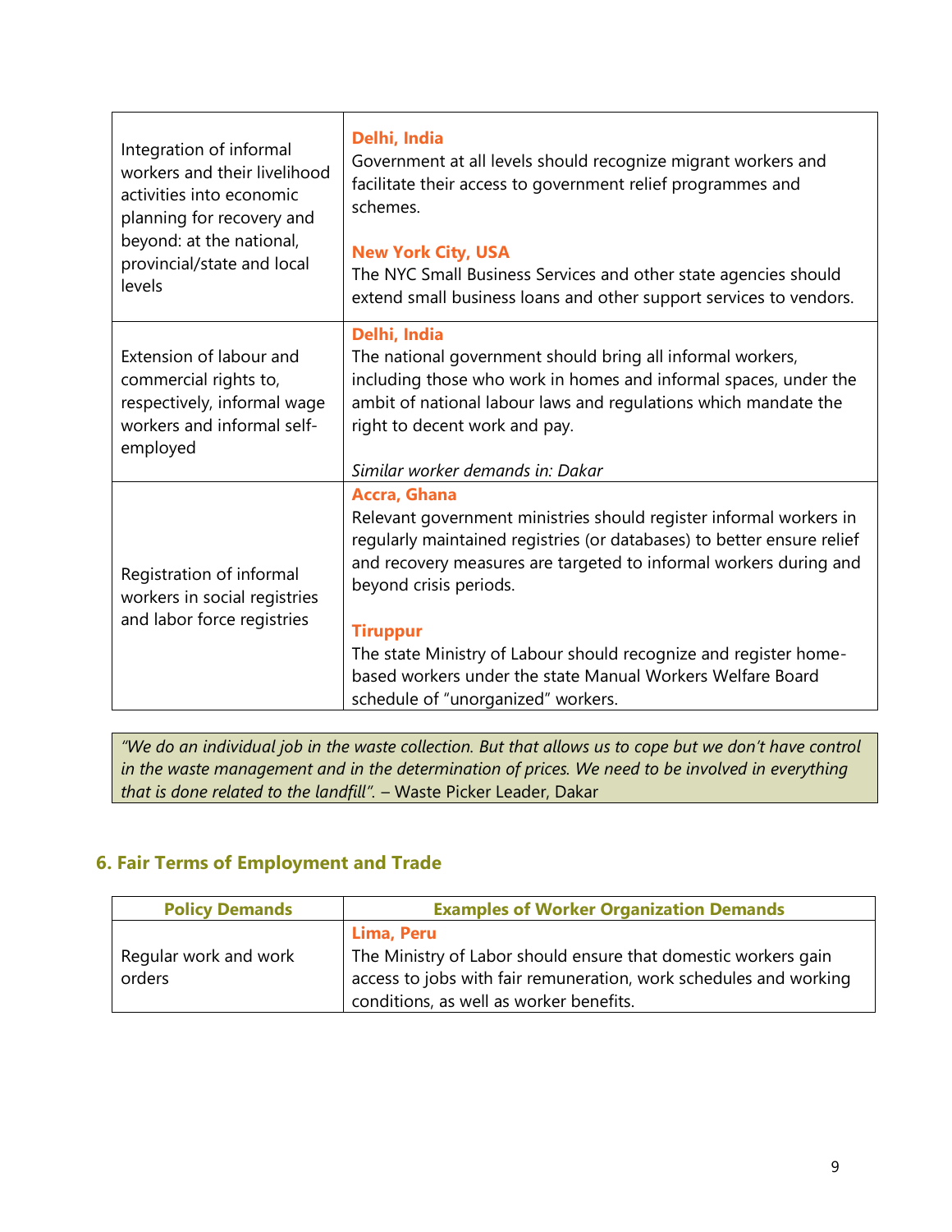| | |
|---|---|
| Integration of informal workers and their livelihood activities into economic planning for recovery and beyond: at the national, provincial/state and local levels | **Delhi, India**<br>Government at all levels should recognize migrant workers and facilitate their access to government relief programmes and schemes.<br><br>**New York City, USA**<br>The NYC Small Business Services and other state agencies should extend small business loans and other support services to vendors. |
| Extension of labour and commercial rights to, respectively, informal wage workers and informal self-employed | **Delhi, India**<br>The national government should bring all informal workers, including those who work in homes and informal spaces, under the ambit of national labour laws and regulations which mandate the right to decent work and pay.<br><br>*Similar worker demands in: Dakar* |
| Registration of informal workers in social registries and labor force registries | **Accra, Ghana**<br>Relevant government ministries should register informal workers in regularly maintained registries (or databases) to better ensure relief and recovery measures are targeted to informal workers during and beyond crisis periods.<br><br>**Tiruppur**<br>The state Ministry of Labour should recognize and register home-based workers under the state Manual Workers Welfare Board schedule of "unorganized" workers. |

> *"We do an individual job in the waste collection. But that allows us to cope but we don't have control in the waste management and in the determination of prices. We need to be involved in everything that is done related to the landfill".* – Waste Picker Leader, Dakar

## 6. Fair Terms of Employment and Trade

| Policy Demands | Examples of Worker Organization Demands |
|---|---|
| Regular work and work orders | **Lima, Peru**<br>The Ministry of Labor should ensure that domestic workers gain access to jobs with fair remuneration, work schedules and working conditions, as well as worker benefits. |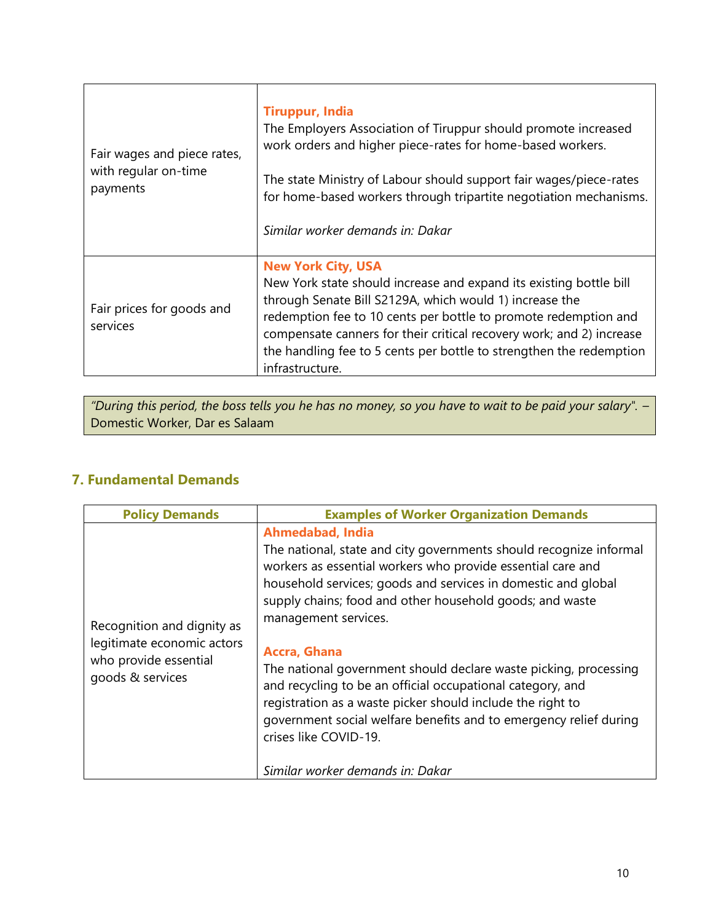| | |
|---|---|
| Fair wages and piece rates, with regular on-time payments | **Tiruppur, India**<br>The Employers Association of Tiruppur should promote increased work orders and higher piece-rates for home-based workers.<br><br>The state Ministry of Labour should support fair wages/piece-rates for home-based workers through tripartite negotiation mechanisms.<br><br>*Similar worker demands in: Dakar* |
| Fair prices for goods and services | **New York City, USA**<br>New York state should increase and expand its existing bottle bill through Senate Bill S2129A, which would 1) increase the redemption fee to 10 cents per bottle to promote redemption and compensate canners for their critical recovery work; and 2) increase the handling fee to 5 cents per bottle to strengthen the redemption infrastructure. |

*"During this period, the boss tells you he has no money, so you have to wait to be paid your salary".* – Domestic Worker, Dar es Salaam

## 7. Fundamental Demands

| Policy Demands | Examples of Worker Organization Demands |
|---|---|
| Recognition and dignity as legitimate economic actors who provide essential goods & services | **Ahmedabad, India**<br>The national, state and city governments should recognize informal workers as essential workers who provide essential care and household services; goods and services in domestic and global supply chains; food and other household goods; and waste management services.<br><br>**Accra, Ghana**<br>The national government should declare waste picking, processing and recycling to be an official occupational category, and registration as a waste picker should include the right to government social welfare benefits and to emergency relief during crises like COVID-19.<br><br>*Similar worker demands in: Dakar* |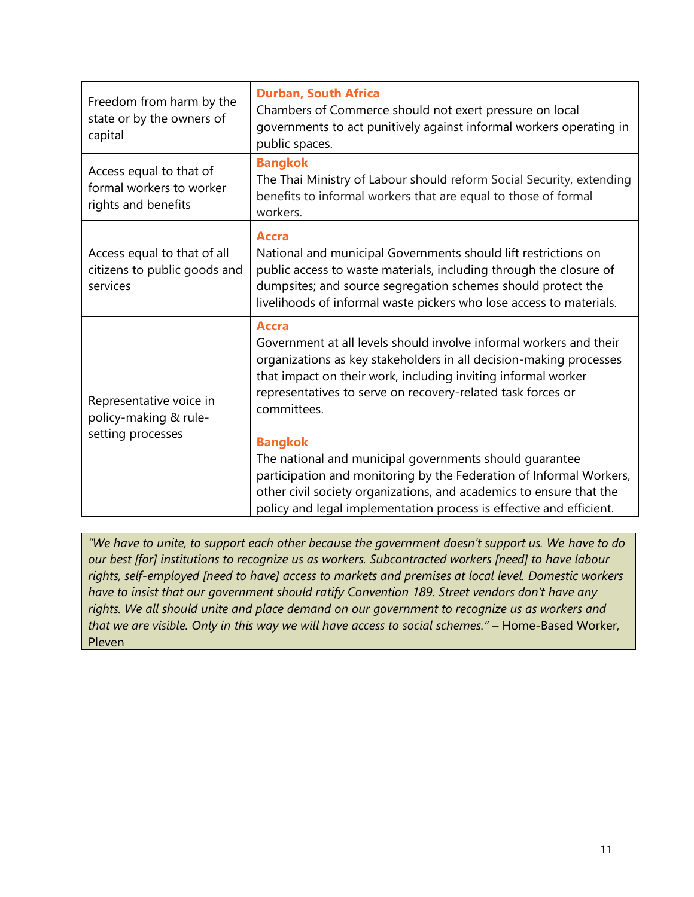| | |
|---|---|
| Freedom from harm by the state or by the owners of capital | **Durban, South Africa**<br>Chambers of Commerce should not exert pressure on local governments to act punitively against informal workers operating in public spaces. |
| Access equal to that of formal workers to worker rights and benefits | **Bangkok**<br>The Thai Ministry of Labour should reform Social Security, extending benefits to informal workers that are equal to those of formal workers. |
| Access equal to that of all citizens to public goods and services | **Accra**<br>National and municipal Governments should lift restrictions on public access to waste materials, including through the closure of dumpsites; and source segregation schemes should protect the livelihoods of informal waste pickers who lose access to materials. |
| Representative voice in policy-making & rule-setting processes | **Accra**<br>Government at all levels should involve informal workers and their organizations as key stakeholders in all decision-making processes that impact on their work, including inviting informal worker representatives to serve on recovery-related task forces or committees.<br><br>**Bangkok**<br>The national and municipal governments should guarantee participation and monitoring by the Federation of Informal Workers, other civil society organizations, and academics to ensure that the policy and legal implementation process is effective and efficient. |

> *"We have to unite, to support each other because the government doesn't support us. We have to do our best [for] institutions to recognize us as workers. Subcontracted workers [need] to have labour rights, self-employed [need to have] access to markets and premises at local level. Domestic workers have to insist that our government should ratify Convention 189. Street vendors don't have any rights. We all should unite and place demand on our government to recognize us as workers and that we are visible. Only in this way we will have access to social schemes."* – Home-Based Worker, Pleven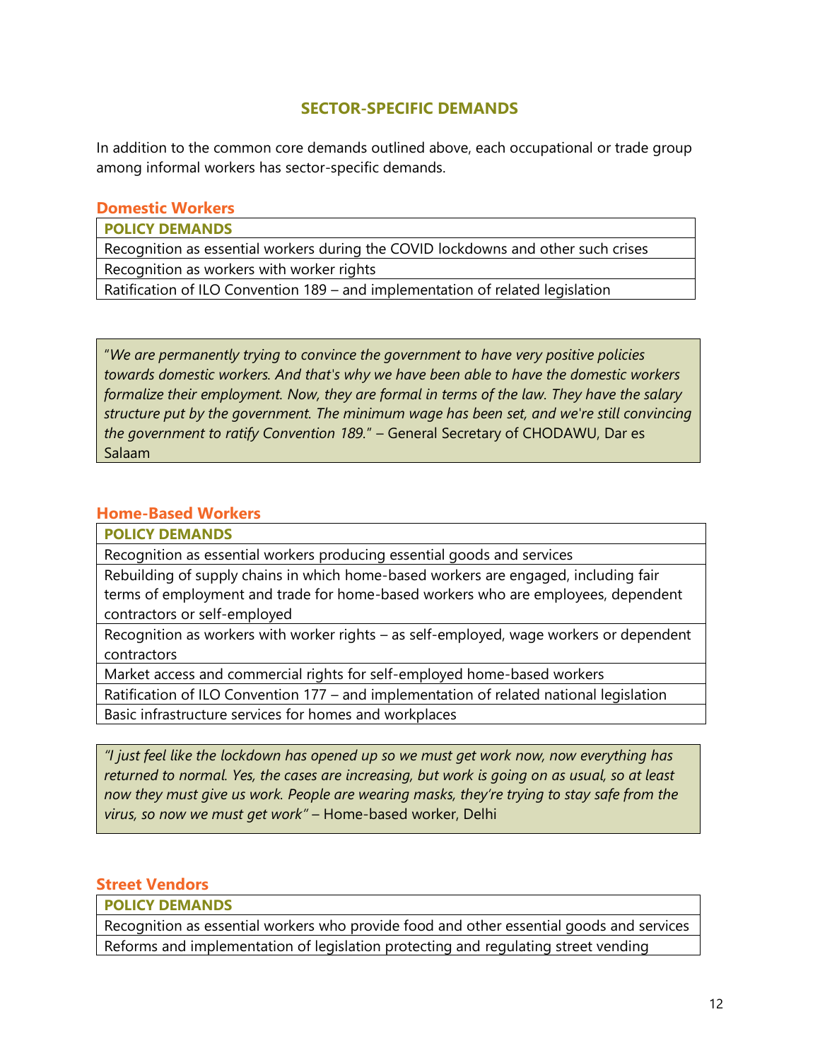## SECTOR-SPECIFIC DEMANDS

In addition to the common core demands outlined above, each occupational or trade group among informal workers has sector-specific demands.

### Domestic Workers

| POLICY DEMANDS |
|---|
| Recognition as essential workers during the COVID lockdowns and other such crises |
| Recognition as workers with worker rights |
| Ratification of ILO Convention 189 – and implementation of related legislation |

> "*We are permanently trying to convince the government to have very positive policies towards domestic workers. And that's why we have been able to have the domestic workers formalize their employment. Now, they are formal in terms of the law. They have the salary structure put by the government. The minimum wage has been set, and we're still convincing the government to ratify Convention 189.*" – General Secretary of CHODAWU, Dar es Salaam

### Home-Based Workers

| POLICY DEMANDS |
|---|
| Recognition as essential workers producing essential goods and services |
| Rebuilding of supply chains in which home-based workers are engaged, including fair terms of employment and trade for home-based workers who are employees, dependent contractors or self-employed |
| Recognition as workers with worker rights – as self-employed, wage workers or dependent contractors |
| Market access and commercial rights for self-employed home-based workers |
| Ratification of ILO Convention 177 – and implementation of related national legislation |
| Basic infrastructure services for homes and workplaces |

> *"I just feel like the lockdown has opened up so we must get work now, now everything has returned to normal. Yes, the cases are increasing, but work is going on as usual, so at least now they must give us work. People are wearing masks, they're trying to stay safe from the virus, so now we must get work"* – Home-based worker, Delhi

### Street Vendors

| POLICY DEMANDS |
|---|
| Recognition as essential workers who provide food and other essential goods and services |
| Reforms and implementation of legislation protecting and regulating street vending |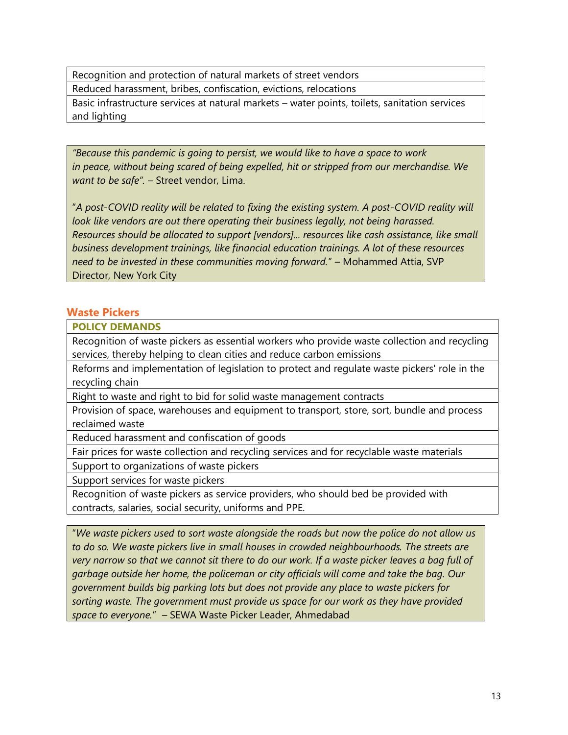| Recognition and protection of natural markets of street vendors |
| --- |
| Reduced harassment, bribes, confiscation, evictions, relocations |
| Basic infrastructure services at natural markets – water points, toilets, sanitation services and lighting |

> *"Because this pandemic is going to persist, we would like to have a space to work in peace, without being scared of being expelled, hit or stripped from our merchandise. We want to be safe".* – Street vendor, Lima.
>
> "*A post-COVID reality will be related to fixing the existing system. A post-COVID reality will look like vendors are out there operating their business legally, not being harassed. Resources should be allocated to support [vendors]... resources like cash assistance, like small business development trainings, like financial education trainings. A lot of these resources need to be invested in these communities moving forward."* – Mohammed Attia, SVP Director, New York City

## Waste Pickers

| **POLICY DEMANDS** |
| --- |
| Recognition of waste pickers as essential workers who provide waste collection and recycling services, thereby helping to clean cities and reduce carbon emissions |
| Reforms and implementation of legislation to protect and regulate waste pickers' role in the recycling chain |
| Right to waste and right to bid for solid waste management contracts |
| Provision of space, warehouses and equipment to transport, store, sort, bundle and process reclaimed waste |
| Reduced harassment and confiscation of goods |
| Fair prices for waste collection and recycling services and for recyclable waste materials |
| Support to organizations of waste pickers |
| Support services for waste pickers |
| Recognition of waste pickers as service providers, who should bed be provided with contracts, salaries, social security, uniforms and PPE. |

> "*We waste pickers used to sort waste alongside the roads but now the police do not allow us to do so. We waste pickers live in small houses in crowded neighbourhoods. The streets are very narrow so that we cannot sit there to do our work. If a waste picker leaves a bag full of garbage outside her home, the policeman or city officials will come and take the bag. Our government builds big parking lots but does not provide any place to waste pickers for sorting waste. The government must provide us space for our work as they have provided space to everyone.*" – SEWA Waste Picker Leader, Ahmedabad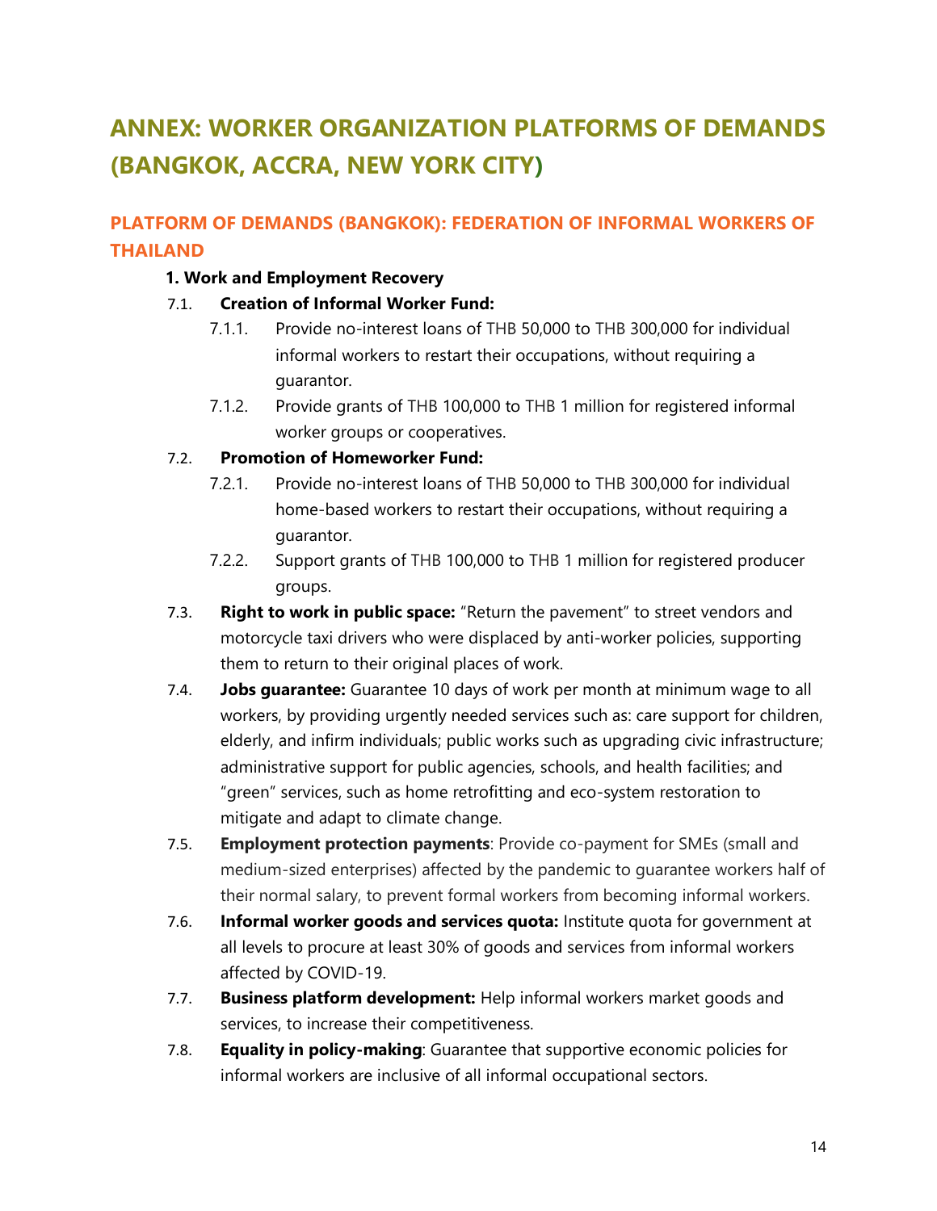# ANNEX: WORKER ORGANIZATION PLATFORMS OF DEMANDS (BANGKOK, ACCRA, NEW YORK CITY)

## PLATFORM OF DEMANDS (BANGKOK): FEDERATION OF INFORMAL WORKERS OF THAILAND

**1. Work and Employment Recovery**

7.1. **Creation of Informal Worker Fund:**

7.1.1. Provide no-interest loans of THB 50,000 to THB 300,000 for individual informal workers to restart their occupations, without requiring a guarantor.

7.1.2. Provide grants of THB 100,000 to THB 1 million for registered informal worker groups or cooperatives.

7.2. **Promotion of Homeworker Fund:**

7.2.1. Provide no-interest loans of THB 50,000 to THB 300,000 for individual home-based workers to restart their occupations, without requiring a guarantor.

7.2.2. Support grants of THB 100,000 to THB 1 million for registered producer groups.

7.3. **Right to work in public space:** "Return the pavement" to street vendors and motorcycle taxi drivers who were displaced by anti-worker policies, supporting them to return to their original places of work.

7.4. **Jobs guarantee:** Guarantee 10 days of work per month at minimum wage to all workers, by providing urgently needed services such as: care support for children, elderly, and infirm individuals; public works such as upgrading civic infrastructure; administrative support for public agencies, schools, and health facilities; and "green" services, such as home retrofitting and eco-system restoration to mitigate and adapt to climate change.

7.5. **Employment protection payments**: Provide co-payment for SMEs (small and medium-sized enterprises) affected by the pandemic to guarantee workers half of their normal salary, to prevent formal workers from becoming informal workers.

7.6. **Informal worker goods and services quota:** Institute quota for government at all levels to procure at least 30% of goods and services from informal workers affected by COVID-19.

7.7. **Business platform development:** Help informal workers market goods and services, to increase their competitiveness.

7.8. **Equality in policy-making**: Guarantee that supportive economic policies for informal workers are inclusive of all informal occupational sectors.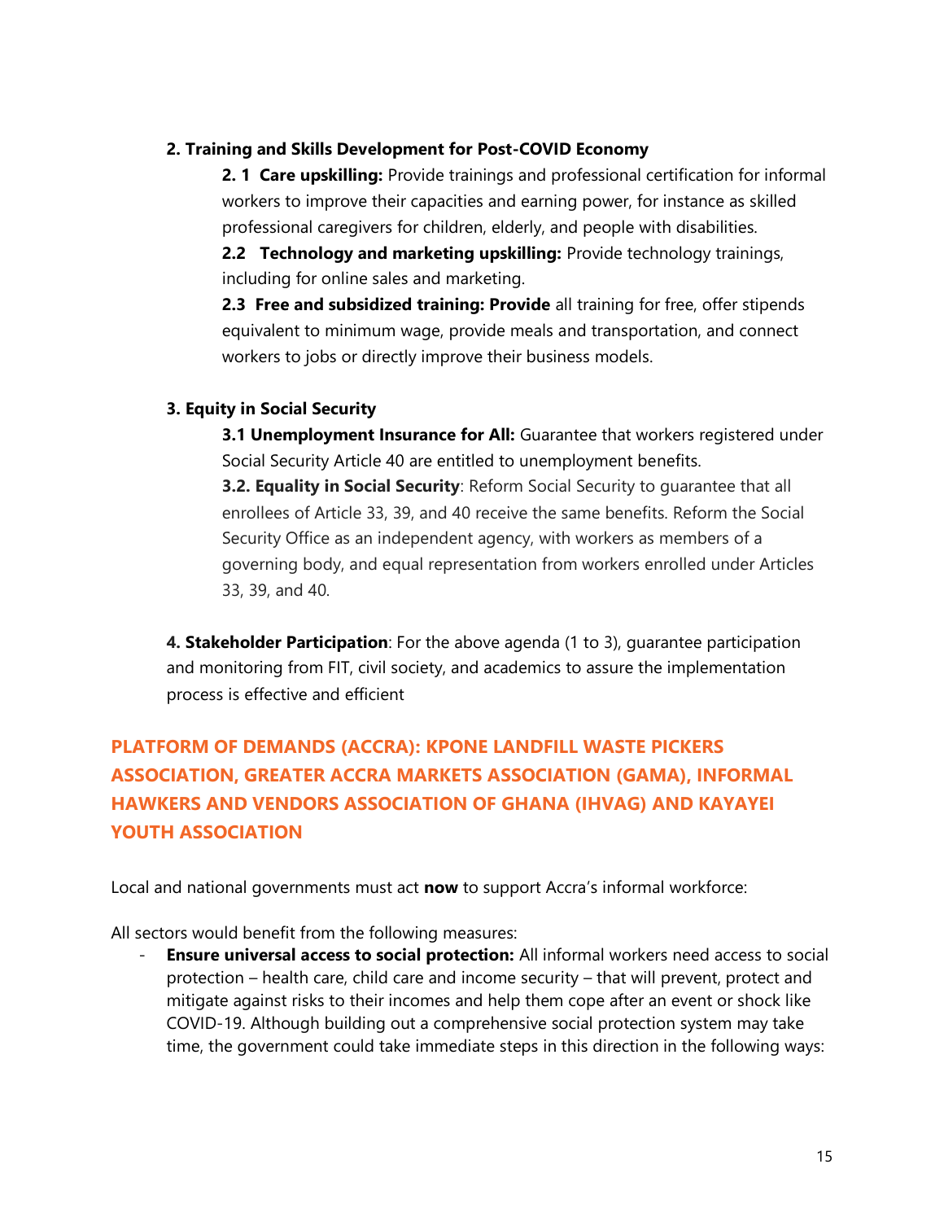**2. Training and Skills Development for Post-COVID Economy**

**2. 1 Care upskilling:** Provide trainings and professional certification for informal workers to improve their capacities and earning power, for instance as skilled professional caregivers for children, elderly, and people with disabilities.

**2.2 Technology and marketing upskilling:** Provide technology trainings, including for online sales and marketing.

**2.3 Free and subsidized training: Provide** all training for free, offer stipends equivalent to minimum wage, provide meals and transportation, and connect workers to jobs or directly improve their business models.

**3. Equity in Social Security**

**3.1 Unemployment Insurance for All:** Guarantee that workers registered under Social Security Article 40 are entitled to unemployment benefits.

**3.2. Equality in Social Security**: Reform Social Security to guarantee that all enrollees of Article 33, 39, and 40 receive the same benefits. Reform the Social Security Office as an independent agency, with workers as members of a governing body, and equal representation from workers enrolled under Articles 33, 39, and 40.

**4. Stakeholder Participation**: For the above agenda (1 to 3), guarantee participation and monitoring from FIT, civil society, and academics to assure the implementation process is effective and efficient

## PLATFORM OF DEMANDS (ACCRA): KPONE LANDFILL WASTE PICKERS ASSOCIATION, GREATER ACCRA MARKETS ASSOCIATION (GAMA), INFORMAL HAWKERS AND VENDORS ASSOCIATION OF GHANA (IHVAG) AND KAYAYEI YOUTH ASSOCIATION

Local and national governments must act **now** to support Accra's informal workforce:

All sectors would benefit from the following measures:

- **Ensure universal access to social protection:** All informal workers need access to social protection – health care, child care and income security – that will prevent, protect and mitigate against risks to their incomes and help them cope after an event or shock like COVID-19. Although building out a comprehensive social protection system may take time, the government could take immediate steps in this direction in the following ways: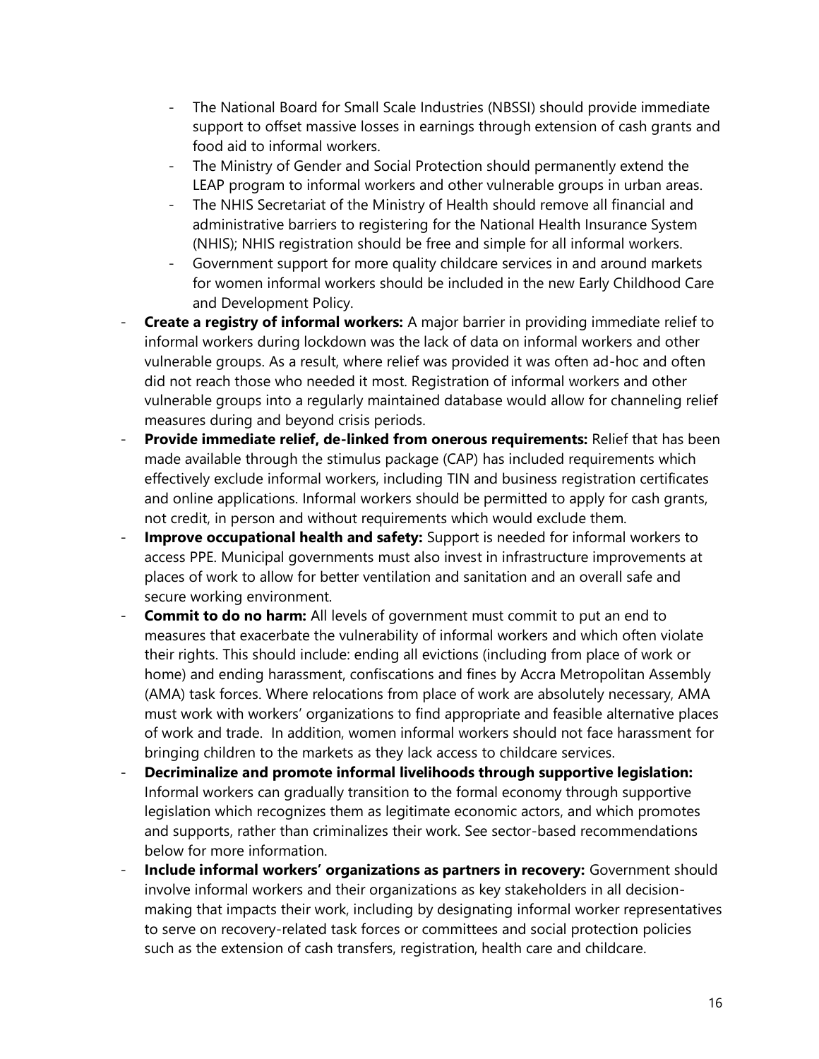- The National Board for Small Scale Industries (NBSSI) should provide immediate support to offset massive losses in earnings through extension of cash grants and food aid to informal workers.
  - The Ministry of Gender and Social Protection should permanently extend the LEAP program to informal workers and other vulnerable groups in urban areas.
  - The NHIS Secretariat of the Ministry of Health should remove all financial and administrative barriers to registering for the National Health Insurance System (NHIS); NHIS registration should be free and simple for all informal workers.
  - Government support for more quality childcare services in and around markets for women informal workers should be included in the new Early Childhood Care and Development Policy.
- **Create a registry of informal workers:** A major barrier in providing immediate relief to informal workers during lockdown was the lack of data on informal workers and other vulnerable groups. As a result, where relief was provided it was often ad-hoc and often did not reach those who needed it most. Registration of informal workers and other vulnerable groups into a regularly maintained database would allow for channeling relief measures during and beyond crisis periods.
- **Provide immediate relief, de-linked from onerous requirements:** Relief that has been made available through the stimulus package (CAP) has included requirements which effectively exclude informal workers, including TIN and business registration certificates and online applications. Informal workers should be permitted to apply for cash grants, not credit, in person and without requirements which would exclude them.
- **Improve occupational health and safety:** Support is needed for informal workers to access PPE. Municipal governments must also invest in infrastructure improvements at places of work to allow for better ventilation and sanitation and an overall safe and secure working environment.
- **Commit to do no harm:** All levels of government must commit to put an end to measures that exacerbate the vulnerability of informal workers and which often violate their rights. This should include: ending all evictions (including from place of work or home) and ending harassment, confiscations and fines by Accra Metropolitan Assembly (AMA) task forces. Where relocations from place of work are absolutely necessary, AMA must work with workers' organizations to find appropriate and feasible alternative places of work and trade. In addition, women informal workers should not face harassment for bringing children to the markets as they lack access to childcare services.
- **Decriminalize and promote informal livelihoods through supportive legislation:** Informal workers can gradually transition to the formal economy through supportive legislation which recognizes them as legitimate economic actors, and which promotes and supports, rather than criminalizes their work. See sector-based recommendations below for more information.
- **Include informal workers' organizations as partners in recovery:** Government should involve informal workers and their organizations as key stakeholders in all decision-making that impacts their work, including by designating informal worker representatives to serve on recovery-related task forces or committees and social protection policies such as the extension of cash transfers, registration, health care and childcare.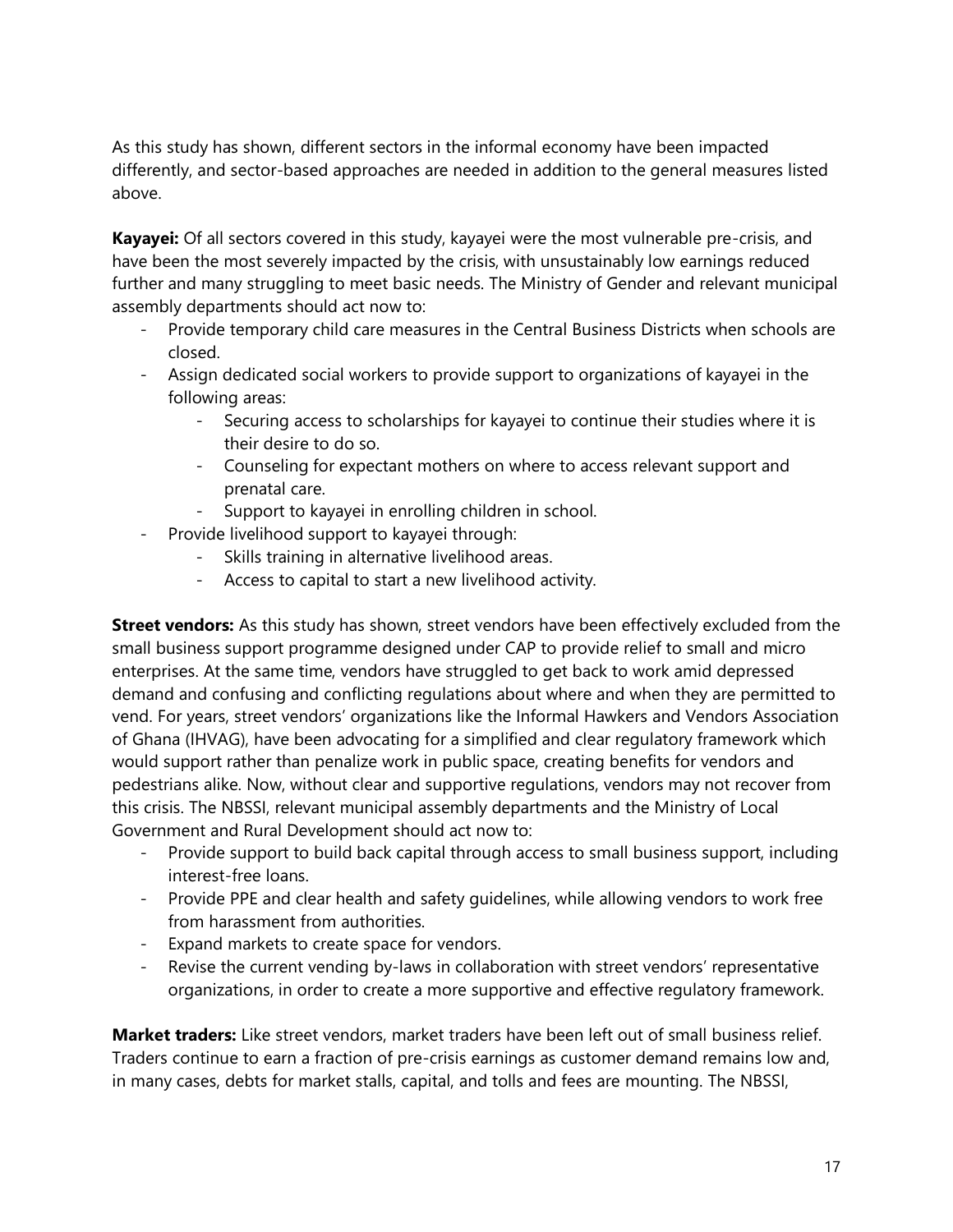As this study has shown, different sectors in the informal economy have been impacted differently, and sector-based approaches are needed in addition to the general measures listed above.

**Kayayei:** Of all sectors covered in this study, kayayei were the most vulnerable pre-crisis, and have been the most severely impacted by the crisis, with unsustainably low earnings reduced further and many struggling to meet basic needs. The Ministry of Gender and relevant municipal assembly departments should act now to:

- Provide temporary child care measures in the Central Business Districts when schools are closed.
- Assign dedicated social workers to provide support to organizations of kayayei in the following areas:
    - Securing access to scholarships for kayayei to continue their studies where it is their desire to do so.
    - Counseling for expectant mothers on where to access relevant support and prenatal care.
    - Support to kayayei in enrolling children in school.
- Provide livelihood support to kayayei through:
    - Skills training in alternative livelihood areas.
    - Access to capital to start a new livelihood activity.

**Street vendors:** As this study has shown, street vendors have been effectively excluded from the small business support programme designed under CAP to provide relief to small and micro enterprises. At the same time, vendors have struggled to get back to work amid depressed demand and confusing and conflicting regulations about where and when they are permitted to vend. For years, street vendors' organizations like the Informal Hawkers and Vendors Association of Ghana (IHVAG), have been advocating for a simplified and clear regulatory framework which would support rather than penalize work in public space, creating benefits for vendors and pedestrians alike. Now, without clear and supportive regulations, vendors may not recover from this crisis. The NBSSI, relevant municipal assembly departments and the Ministry of Local Government and Rural Development should act now to:

- Provide support to build back capital through access to small business support, including interest-free loans.
- Provide PPE and clear health and safety guidelines, while allowing vendors to work free from harassment from authorities.
- Expand markets to create space for vendors.
- Revise the current vending by-laws in collaboration with street vendors' representative organizations, in order to create a more supportive and effective regulatory framework.

**Market traders:** Like street vendors, market traders have been left out of small business relief. Traders continue to earn a fraction of pre-crisis earnings as customer demand remains low and, in many cases, debts for market stalls, capital, and tolls and fees are mounting. The NBSSI,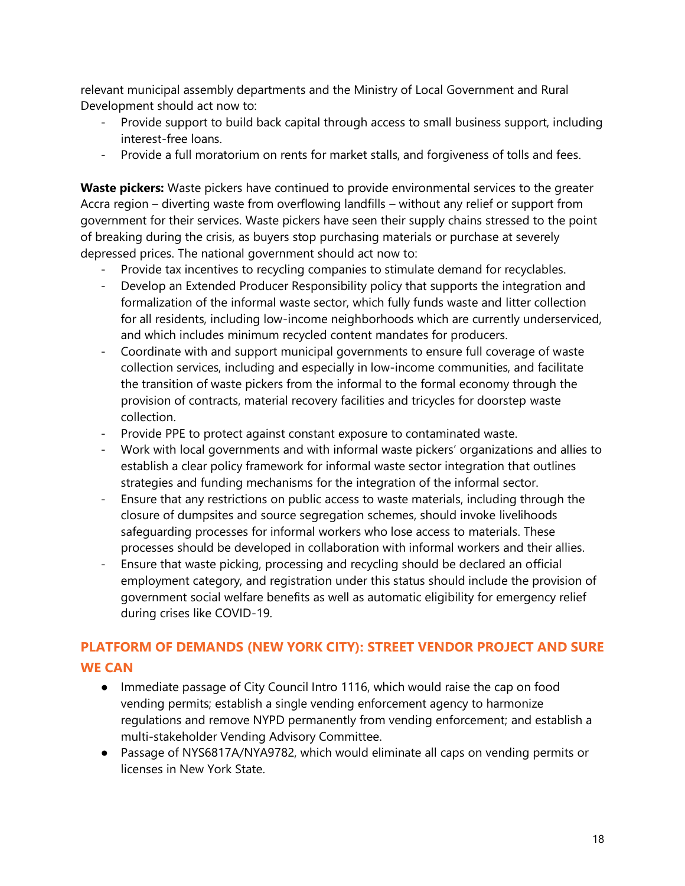relevant municipal assembly departments and the Ministry of Local Government and Rural Development should act now to:

- Provide support to build back capital through access to small business support, including interest-free loans.
- Provide a full moratorium on rents for market stalls, and forgiveness of tolls and fees.

**Waste pickers:** Waste pickers have continued to provide environmental services to the greater Accra region – diverting waste from overflowing landfills – without any relief or support from government for their services. Waste pickers have seen their supply chains stressed to the point of breaking during the crisis, as buyers stop purchasing materials or purchase at severely depressed prices. The national government should act now to:

- Provide tax incentives to recycling companies to stimulate demand for recyclables.
- Develop an Extended Producer Responsibility policy that supports the integration and formalization of the informal waste sector, which fully funds waste and litter collection for all residents, including low-income neighborhoods which are currently underserviced, and which includes minimum recycled content mandates for producers.
- Coordinate with and support municipal governments to ensure full coverage of waste collection services, including and especially in low-income communities, and facilitate the transition of waste pickers from the informal to the formal economy through the provision of contracts, material recovery facilities and tricycles for doorstep waste collection.
- Provide PPE to protect against constant exposure to contaminated waste.
- Work with local governments and with informal waste pickers' organizations and allies to establish a clear policy framework for informal waste sector integration that outlines strategies and funding mechanisms for the integration of the informal sector.
- Ensure that any restrictions on public access to waste materials, including through the closure of dumpsites and source segregation schemes, should invoke livelihoods safeguarding processes for informal workers who lose access to materials. These processes should be developed in collaboration with informal workers and their allies.
- Ensure that waste picking, processing and recycling should be declared an official employment category, and registration under this status should include the provision of government social welfare benefits as well as automatic eligibility for emergency relief during crises like COVID-19.

## PLATFORM OF DEMANDS (NEW YORK CITY): STREET VENDOR PROJECT AND SURE WE CAN

- Immediate passage of City Council Intro 1116, which would raise the cap on food vending permits; establish a single vending enforcement agency to harmonize regulations and remove NYPD permanently from vending enforcement; and establish a multi-stakeholder Vending Advisory Committee.
- Passage of NYS6817A/NYA9782, which would eliminate all caps on vending permits or licenses in New York State.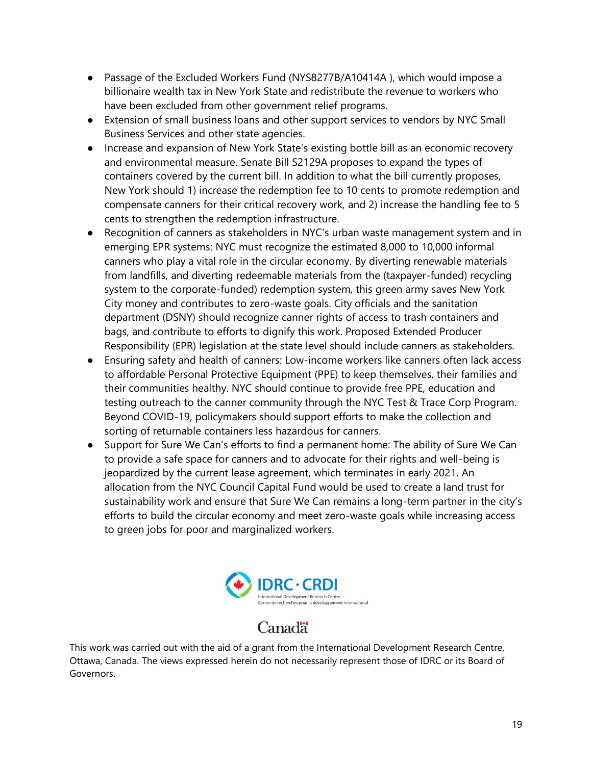- Passage of the Excluded Workers Fund (NYS8277B/A10414A ), which would impose a billionaire wealth tax in New York State and redistribute the revenue to workers who have been excluded from other government relief programs.
- Extension of small business loans and other support services to vendors by NYC Small Business Services and other state agencies.
- Increase and expansion of New York State's existing bottle bill as an economic recovery and environmental measure. Senate Bill S2129A proposes to expand the types of containers covered by the current bill. In addition to what the bill currently proposes, New York should 1) increase the redemption fee to 10 cents to promote redemption and compensate canners for their critical recovery work, and 2) increase the handling fee to 5 cents to strengthen the redemption infrastructure.
- Recognition of canners as stakeholders in NYC's urban waste management system and in emerging EPR systems: NYC must recognize the estimated 8,000 to 10,000 informal canners who play a vital role in the circular economy. By diverting renewable materials from landfills, and diverting redeemable materials from the (taxpayer-funded) recycling system to the corporate-funded) redemption system, this green army saves New York City money and contributes to zero-waste goals. City officials and the sanitation department (DSNY) should recognize canner rights of access to trash containers and bags, and contribute to efforts to dignify this work. Proposed Extended Producer Responsibility (EPR) legislation at the state level should include canners as stakeholders.
- Ensuring safety and health of canners: Low-income workers like canners often lack access to affordable Personal Protective Equipment (PPE) to keep themselves, their families and their communities healthy. NYC should continue to provide free PPE, education and testing outreach to the canner community through the NYC Test & Trace Corp Program. Beyond COVID-19, policymakers should support efforts to make the collection and sorting of returnable containers less hazardous for canners.
- Support for Sure We Can's efforts to find a permanent home: The ability of Sure We Can to provide a safe space for canners and to advocate for their rights and well-being is jeopardized by the current lease agreement, which terminates in early 2021. An allocation from the NYC Council Capital Fund would be used to create a land trust for sustainability work and ensure that Sure We Can remains a long-term partner in the city's efforts to build the circular economy and meet zero-waste goals while increasing access to green jobs for poor and marginalized workers.

IDRC · CRDI
International Development Research Centre
Centre de recherches pour le développement international

Canada

This work was carried out with the aid of a grant from the International Development Research Centre, Ottawa, Canada. The views expressed herein do not necessarily represent those of IDRC or its Board of Governors.